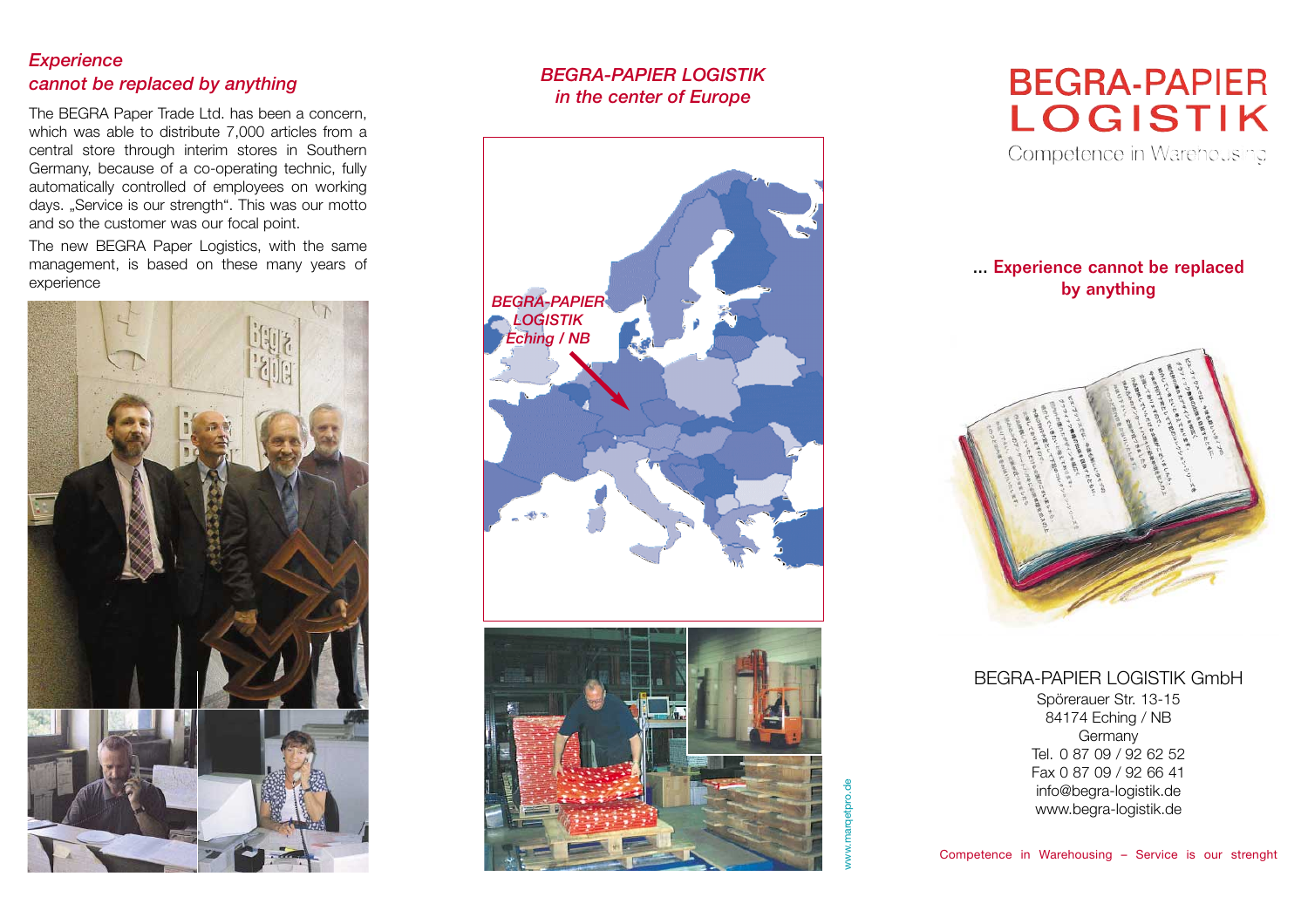## *Experience cannot be replaced by anything*

The BEGRA Paper Trade Ltd. has been a concern, which was able to distribute 7,000 articles from a central store through interim stores in Southern Germany, because of a co-operating technic, fully automatically controlled of employees on working days. „Service is our strength". This was our motto and so the customer was our focal point.

The new BEGRA Paper Logistics, with the same management, is based on these many years of experience

## *BEGRA-PAPIER LOGISTIK in the center of Europe*

*BEGRA-PAPIER LOGISTIK Eching / NB*

www.marqetpro.de

# BEGRA-PAPIER LOGISTIK

Competence in Warehousing

### ... Experience cannot be replaced by anything

BEGRA-PAPIER LOGISTIK GmbH
Spörerauer Str. 13-15
84174 Eching / NB
Germany
Tel. 0 87 09 / 92 62 52
Fax 0 87 09 / 92 66 41
info@begra-logistik.de
www.begra-logistik.de

Competence in Warehousing – Service is our strenght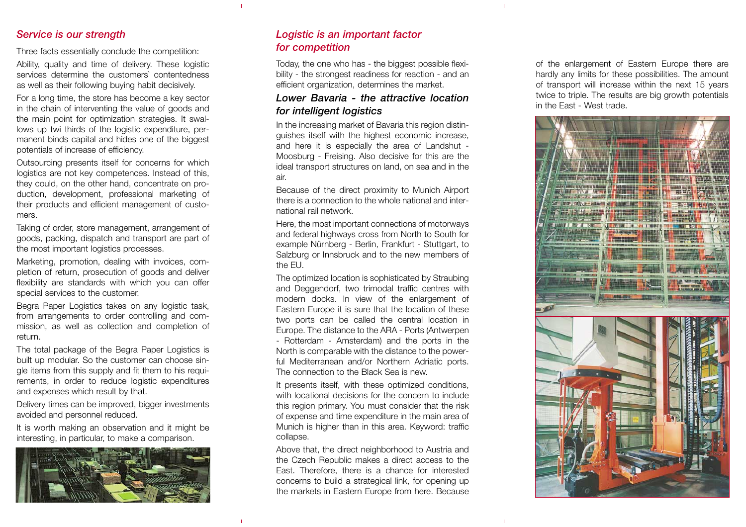## *Service is our strength*

Three facts essentially conclude the competition:

Ability, quality and time of delivery. These logistic services determine the customers` contentedness as well as their following buying habit decisively.

For a long time, the store has become a key sector in the chain of interventing the value of goods and the main point for optimization strategies. It swallows up twi thirds of the logistic expenditure, permanent binds capital and hides one of the biggest potentials of increase of efficiency.

Outsourcing presents itself for concerns for which logistics are not key competences. Instead of this, they could, on the other hand, concentrate on production, development, professional marketing of their products and efficient management of customers.

Taking of order, store management, arrangement of goods, packing, dispatch and transport are part of the most important logistics processes.

Marketing, promotion, dealing with invoices, completion of return, prosecution of goods and deliver flexibility are standards with which you can offer special services to the customer.

Begra Paper Logistics takes on any logistic task, from arrangements to order controlling and commission, as well as collection and completion of return.

The total package of the Begra Paper Logistics is built up modular. So the customer can choose single items from this supply and fit them to his requirements, in order to reduce logistic expenditures and expenses which result by that.

Delivery times can be improved, bigger investments avoided and personnel reduced.

It is worth making an observation and it might be interesting, in particular, to make a comparison.

## *Logistic is an important factor for competition*

Today, the one who has - the biggest possible flexibility - the strongest readiness for reaction - and an efficient organization, determines the market.

## *Lower Bavaria - the attractive location for intelligent logistics*

In the increasing market of Bavaria this region distinguishes itself with the highest economic increase, and here it is especially the area of Landshut - Moosburg - Freising. Also decisive for this are the ideal transport structures on land, on sea and in the air.

Because of the direct proximity to Munich Airport there is a connection to the whole national and international rail network.

Here, the most important connections of motorways and federal highways cross from North to South for example Nürnberg - Berlin, Frankfurt - Stuttgart, to Salzburg or Innsbruck and to the new members of the EU.

The optimized location is sophisticated by Straubing and Deggendorf, two trimodal traffic centres with modern docks. In view of the enlargement of Eastern Europe it is sure that the location of these two ports can be called the central location in Europe. The distance to the ARA - Ports (Antwerpen - Rotterdam - Amsterdam) and the ports in the North is comparable with the distance to the powerful Mediterranean and/or Northern Adriatic ports. The connection to the Black Sea is new.

It presents itself, with these optimized conditions, with locational decisions for the concern to include this region primary. You must consider that the risk of expense and time expenditure in the main area of Munich is higher than in this area. Keyword: traffic collapse.

Above that, the direct neighborhood to Austria and the Czech Republic makes a direct access to the East. Therefore, there is a chance for interested concerns to build a strategical link, for opening up the markets in Eastern Europe from here. Because of the enlargement of Eastern Europe there are hardly any limits for these possibilities. The amount of transport will increase within the next 15 years twice to triple. The results are big growth potentials in the East - West trade.